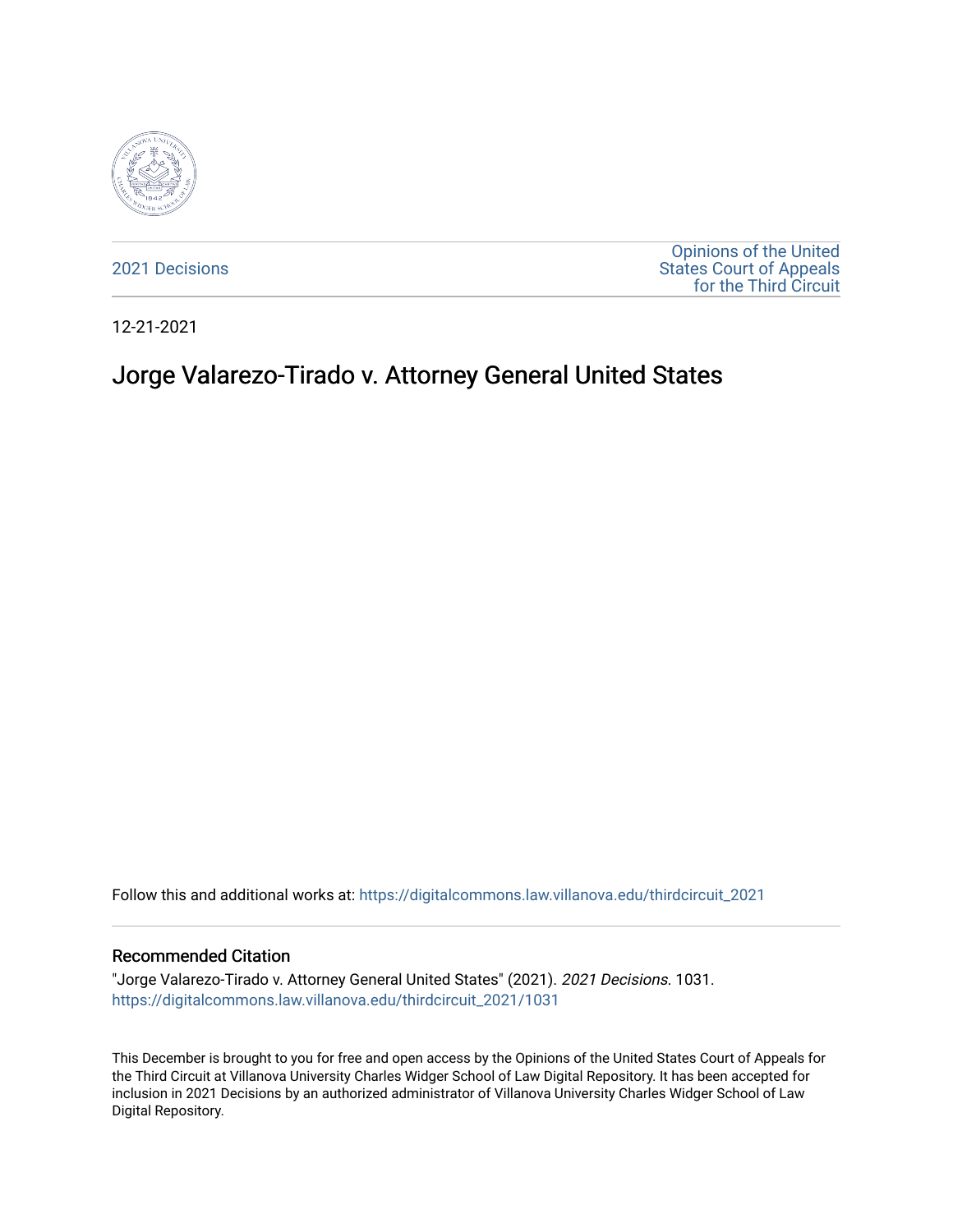2021 Decisions

Opinions of the United States Court of Appeals for the Third Circuit

12-21-2021

# Jorge Valarezo-Tirado v. Attorney General United States

Follow this and additional works at: https://digitalcommons.law.villanova.edu/thirdcircuit_2021

## Recommended Citation

"Jorge Valarezo-Tirado v. Attorney General United States" (2021). *2021 Decisions*. 1031.
https://digitalcommons.law.villanova.edu/thirdcircuit_2021/1031

This December is brought to you for free and open access by the Opinions of the United States Court of Appeals for the Third Circuit at Villanova University Charles Widger School of Law Digital Repository. It has been accepted for inclusion in 2021 Decisions by an authorized administrator of Villanova University Charles Widger School of Law Digital Repository.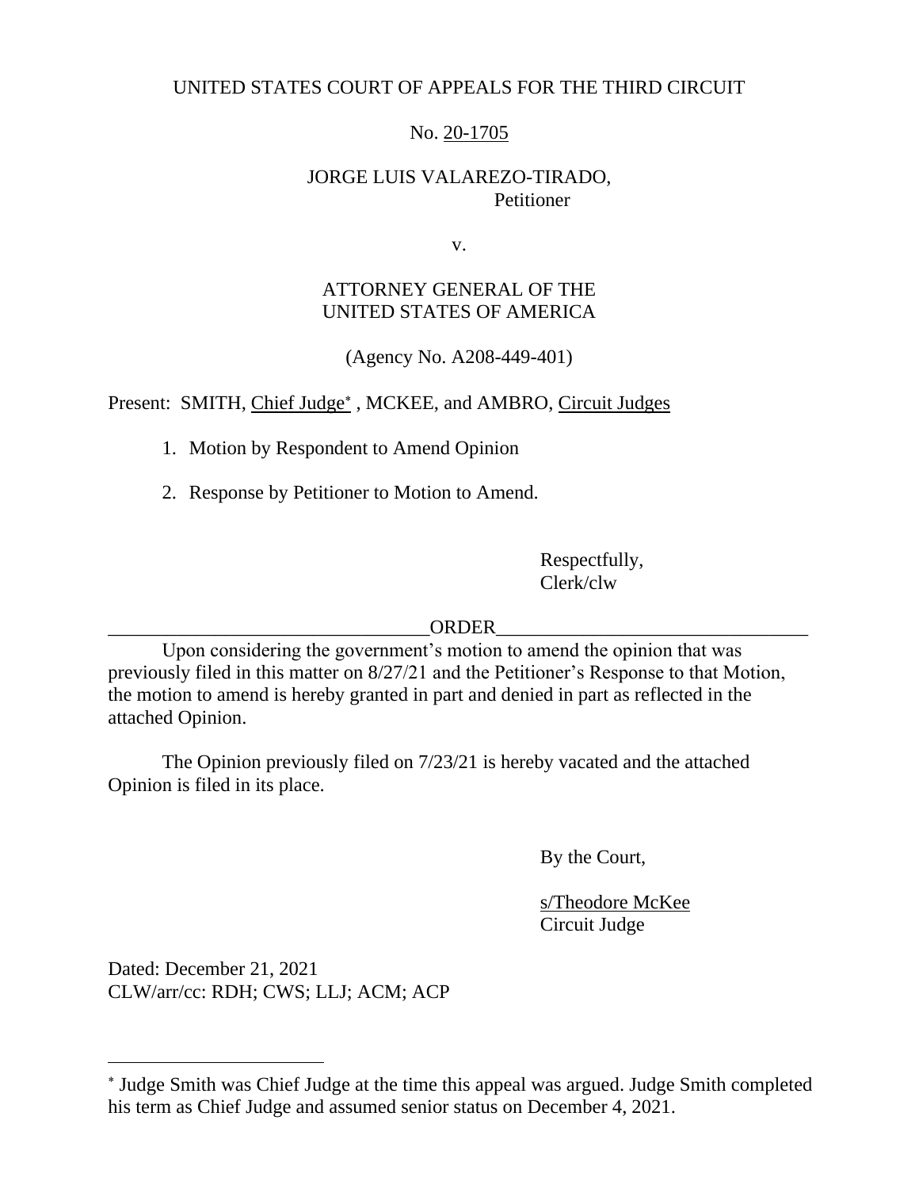UNITED STATES COURT OF APPEALS FOR THE THIRD CIRCUIT

No. 20-1705

JORGE LUIS VALAREZO-TIRADO,
Petitioner

v.

ATTORNEY GENERAL OF THE
UNITED STATES OF AMERICA

(Agency No. A208-449-401)

Present: SMITH, Chief Judge[*] , MCKEE, and AMBRO, Circuit Judges

1. Motion by Respondent to Amend Opinion
2. Response by Petitioner to Motion to Amend.

Respectfully,
Clerk/clw

ORDER

Upon considering the government's motion to amend the opinion that was previously filed in this matter on 8/27/21 and the Petitioner's Response to that Motion, the motion to amend is hereby granted in part and denied in part as reflected in the attached Opinion.

The Opinion previously filed on 7/23/21 is hereby vacated and the attached Opinion is filed in its place.

By the Court,

s/Theodore McKee
Circuit Judge

Dated: December 21, 2021
CLW/arr/cc: RDH; CWS; LLJ; ACM; ACP

[*] Judge Smith was Chief Judge at the time this appeal was argued. Judge Smith completed his term as Chief Judge and assumed senior status on December 4, 2021.